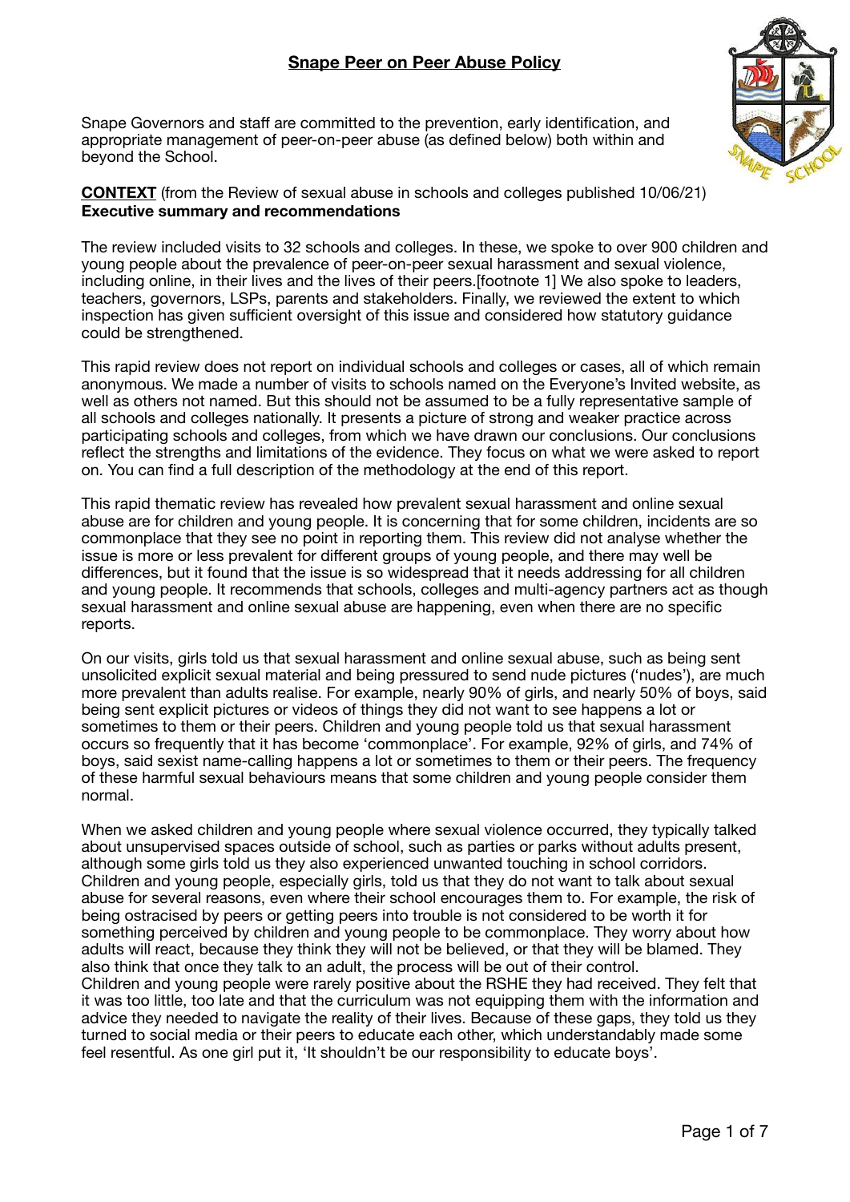# Snape Peer on Peer Abuse Policy

Snape Governors and staff are committed to the prevention, early identification, and appropriate management of peer-on-peer abuse (as defined below) both within and beyond the School.

**CONTEXT** (from the Review of sexual abuse in schools and colleges published 10/06/21)
**Executive summary and recommendations**

The review included visits to 32 schools and colleges. In these, we spoke to over 900 children and young people about the prevalence of peer-on-peer sexual harassment and sexual violence, including online, in their lives and the lives of their peers.[footnote 1] We also spoke to leaders, teachers, governors, LSPs, parents and stakeholders. Finally, we reviewed the extent to which inspection has given sufficient oversight of this issue and considered how statutory guidance could be strengthened.

This rapid review does not report on individual schools and colleges or cases, all of which remain anonymous. We made a number of visits to schools named on the Everyone's Invited website, as well as others not named. But this should not be assumed to be a fully representative sample of all schools and colleges nationally. It presents a picture of strong and weaker practice across participating schools and colleges, from which we have drawn our conclusions. Our conclusions reflect the strengths and limitations of the evidence. They focus on what we were asked to report on. You can find a full description of the methodology at the end of this report.

This rapid thematic review has revealed how prevalent sexual harassment and online sexual abuse are for children and young people. It is concerning that for some children, incidents are so commonplace that they see no point in reporting them. This review did not analyse whether the issue is more or less prevalent for different groups of young people, and there may well be differences, but it found that the issue is so widespread that it needs addressing for all children and young people. It recommends that schools, colleges and multi-agency partners act as though sexual harassment and online sexual abuse are happening, even when there are no specific reports.

On our visits, girls told us that sexual harassment and online sexual abuse, such as being sent unsolicited explicit sexual material and being pressured to send nude pictures ('nudes'), are much more prevalent than adults realise. For example, nearly 90% of girls, and nearly 50% of boys, said being sent explicit pictures or videos of things they did not want to see happens a lot or sometimes to them or their peers. Children and young people told us that sexual harassment occurs so frequently that it has become 'commonplace'. For example, 92% of girls, and 74% of boys, said sexist name-calling happens a lot or sometimes to them or their peers. The frequency of these harmful sexual behaviours means that some children and young people consider them normal.

When we asked children and young people where sexual violence occurred, they typically talked about unsupervised spaces outside of school, such as parties or parks without adults present, although some girls told us they also experienced unwanted touching in school corridors. Children and young people, especially girls, told us that they do not want to talk about sexual abuse for several reasons, even where their school encourages them to. For example, the risk of being ostracised by peers or getting peers into trouble is not considered to be worth it for something perceived by children and young people to be commonplace. They worry about how adults will react, because they think they will not be believed, or that they will be blamed. They also think that once they talk to an adult, the process will be out of their control.
Children and young people were rarely positive about the RSHE they had received. They felt that it was too little, too late and that the curriculum was not equipping them with the information and advice they needed to navigate the reality of their lives. Because of these gaps, they told us they turned to social media or their peers to educate each other, which understandably made some feel resentful. As one girl put it, 'It shouldn't be our responsibility to educate boys'.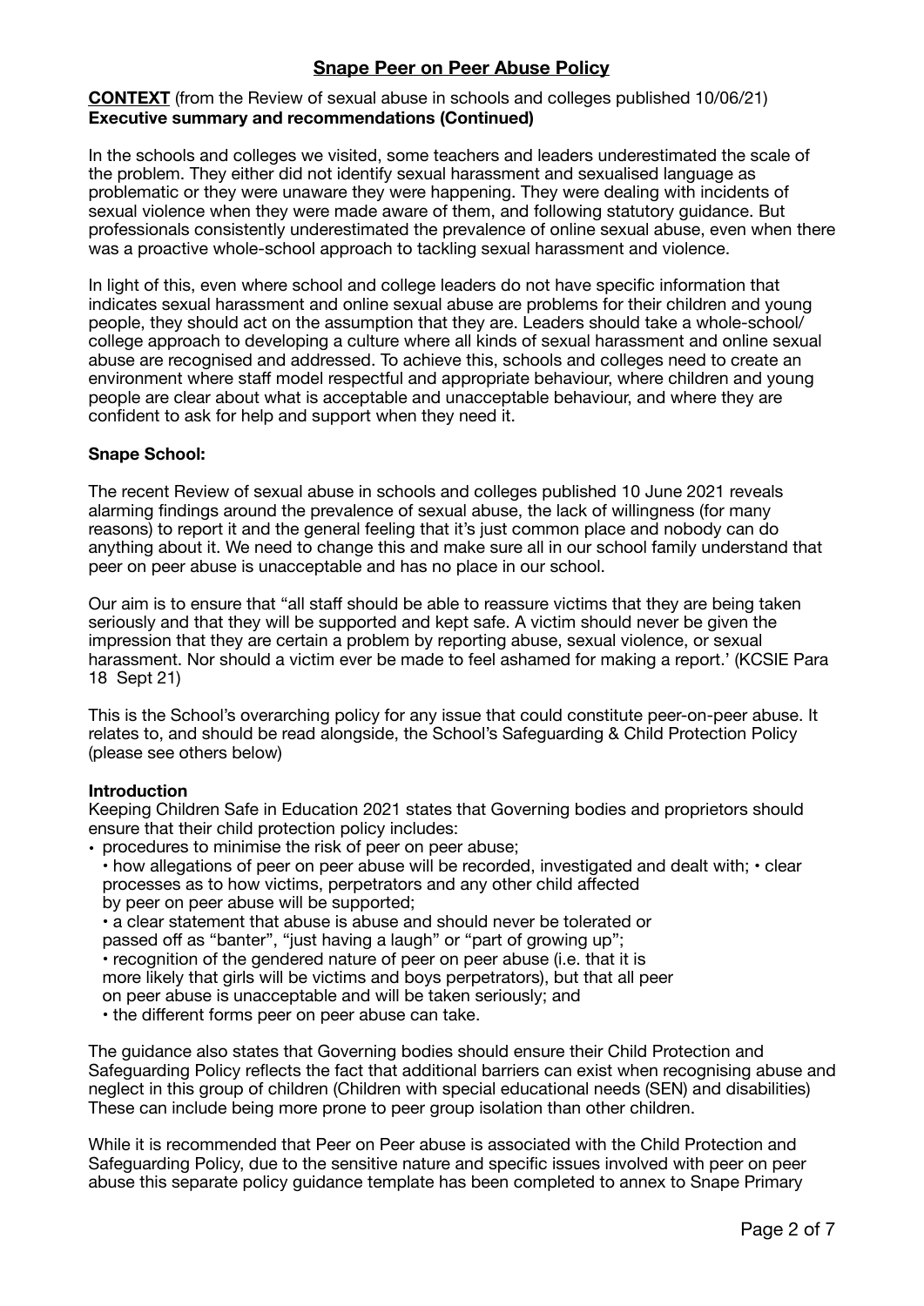## Snape Peer on Peer Abuse Policy

**CONTEXT** (from the Review of sexual abuse in schools and colleges published 10/06/21)
**Executive summary and recommendations (Continued)**

In the schools and colleges we visited, some teachers and leaders underestimated the scale of the problem. They either did not identify sexual harassment and sexualised language as problematic or they were unaware they were happening. They were dealing with incidents of sexual violence when they were made aware of them, and following statutory guidance. But professionals consistently underestimated the prevalence of online sexual abuse, even when there was a proactive whole-school approach to tackling sexual harassment and violence.

In light of this, even where school and college leaders do not have specific information that indicates sexual harassment and online sexual abuse are problems for their children and young people, they should act on the assumption that they are. Leaders should take a whole-school/college approach to developing a culture where all kinds of sexual harassment and online sexual abuse are recognised and addressed. To achieve this, schools and colleges need to create an environment where staff model respectful and appropriate behaviour, where children and young people are clear about what is acceptable and unacceptable behaviour, and where they are confident to ask for help and support when they need it.

**Snape School:**

The recent Review of sexual abuse in schools and colleges published 10 June 2021 reveals alarming findings around the prevalence of sexual abuse, the lack of willingness (for many reasons) to report it and the general feeling that it's just common place and nobody can do anything about it. We need to change this and make sure all in our school family understand that peer on peer abuse is unacceptable and has no place in our school.

Our aim is to ensure that "all staff should be able to reassure victims that they are being taken seriously and that they will be supported and kept safe. A victim should never be given the impression that they are certain a problem by reporting abuse, sexual violence, or sexual harassment. Nor should a victim ever be made to feel ashamed for making a report.' (KCSIE Para 18 Sept 21)

This is the School's overarching policy for any issue that could constitute peer-on-peer abuse. It relates to, and should be read alongside, the School's Safeguarding & Child Protection Policy (please see others below)

**Introduction**

Keeping Children Safe in Education 2021 states that Governing bodies and proprietors should ensure that their child protection policy includes:

- procedures to minimise the risk of peer on peer abuse;
- how allegations of peer on peer abuse will be recorded, investigated and dealt with;
- clear processes as to how victims, perpetrators and any other child affected by peer on peer abuse will be supported;
- a clear statement that abuse is abuse and should never be tolerated or passed off as "banter", "just having a laugh" or "part of growing up";
- recognition of the gendered nature of peer on peer abuse (i.e. that it is more likely that girls will be victims and boys perpetrators), but that all peer on peer abuse is unacceptable and will be taken seriously; and
- the different forms peer on peer abuse can take.

The guidance also states that Governing bodies should ensure their Child Protection and Safeguarding Policy reflects the fact that additional barriers can exist when recognising abuse and neglect in this group of children (Children with special educational needs (SEN) and disabilities) These can include being more prone to peer group isolation than other children.

While it is recommended that Peer on Peer abuse is associated with the Child Protection and Safeguarding Policy, due to the sensitive nature and specific issues involved with peer on peer abuse this separate policy guidance template has been completed to annex to Snape Primary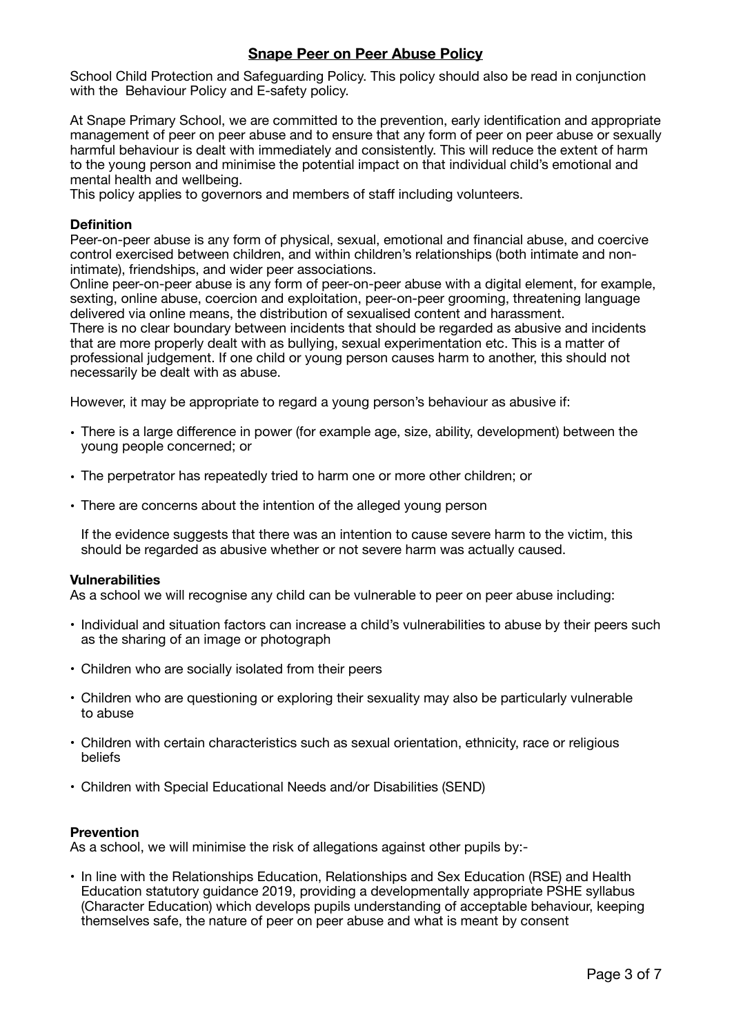## Snape Peer on Peer Abuse Policy

School Child Protection and Safeguarding Policy. This policy should also be read in conjunction with the Behaviour Policy and E-safety policy.

At Snape Primary School, we are committed to the prevention, early identification and appropriate management of peer on peer abuse and to ensure that any form of peer on peer abuse or sexually harmful behaviour is dealt with immediately and consistently. This will reduce the extent of harm to the young person and minimise the potential impact on that individual child's emotional and mental health and wellbeing.
This policy applies to governors and members of staff including volunteers.

**Definition**
Peer-on-peer abuse is any form of physical, sexual, emotional and financial abuse, and coercive control exercised between children, and within children's relationships (both intimate and non-intimate), friendships, and wider peer associations.
Online peer-on-peer abuse is any form of peer-on-peer abuse with a digital element, for example, sexting, online abuse, coercion and exploitation, peer-on-peer grooming, threatening language delivered via online means, the distribution of sexualised content and harassment.
There is no clear boundary between incidents that should be regarded as abusive and incidents that are more properly dealt with as bullying, sexual experimentation etc. This is a matter of professional judgement. If one child or young person causes harm to another, this should not necessarily be dealt with as abuse.

However, it may be appropriate to regard a young person's behaviour as abusive if:

- There is a large difference in power (for example age, size, ability, development) between the young people concerned; or
- The perpetrator has repeatedly tried to harm one or more other children; or
- There are concerns about the intention of the alleged young person

  If the evidence suggests that there was an intention to cause severe harm to the victim, this should be regarded as abusive whether or not severe harm was actually caused.

**Vulnerabilities**
As a school we will recognise any child can be vulnerable to peer on peer abuse including:

- Individual and situation factors can increase a child's vulnerabilities to abuse by their peers such as the sharing of an image or photograph
- Children who are socially isolated from their peers
- Children who are questioning or exploring their sexuality may also be particularly vulnerable to abuse
- Children with certain characteristics such as sexual orientation, ethnicity, race or religious beliefs
- Children with Special Educational Needs and/or Disabilities (SEND)

**Prevention**
As a school, we will minimise the risk of allegations against other pupils by:-

- In line with the Relationships Education, Relationships and Sex Education (RSE) and Health Education statutory guidance 2019, providing a developmentally appropriate PSHE syllabus (Character Education) which develops pupils understanding of acceptable behaviour, keeping themselves safe, the nature of peer on peer abuse and what is meant by consent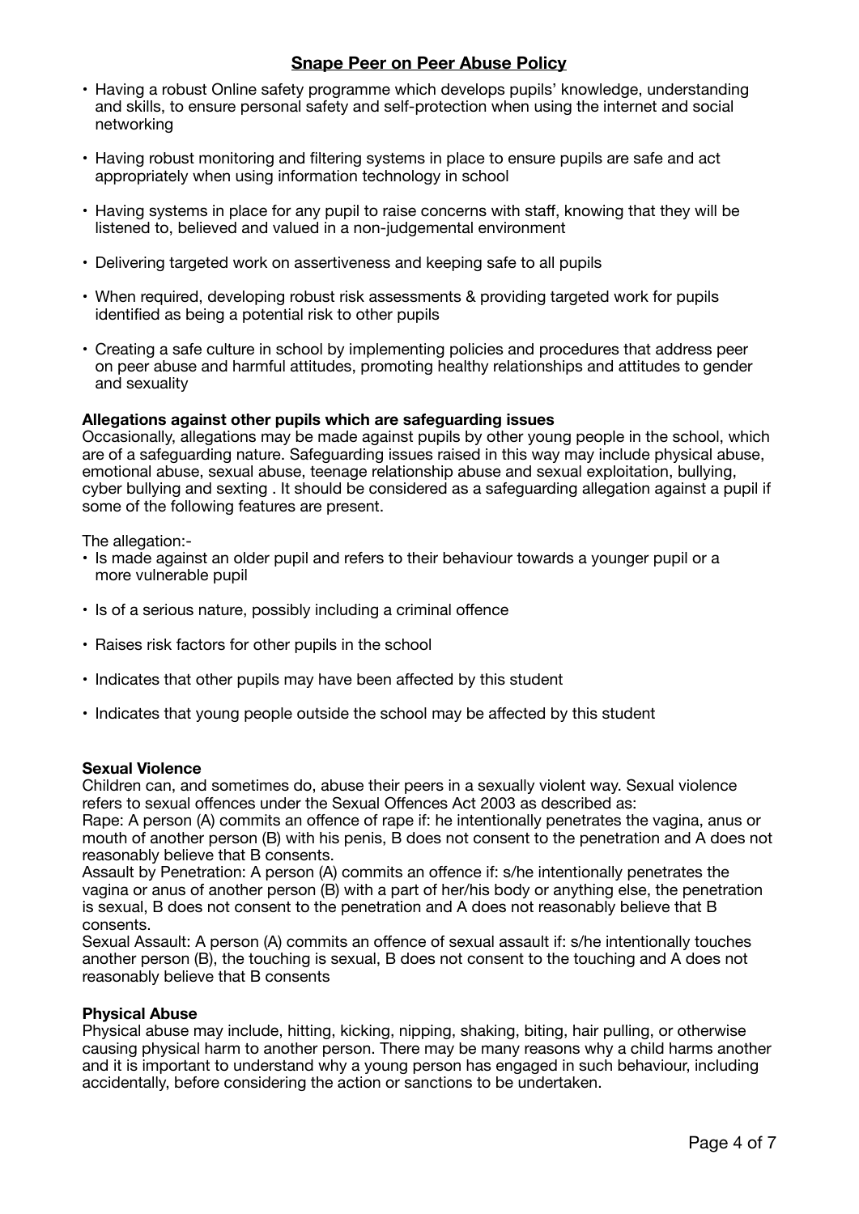- Having a robust Online safety programme which develops pupils' knowledge, understanding and skills, to ensure personal safety and self-protection when using the internet and social networking

- Having robust monitoring and filtering systems in place to ensure pupils are safe and act appropriately when using information technology in school

- Having systems in place for any pupil to raise concerns with staff, knowing that they will be listened to, believed and valued in a non-judgemental environment

- Delivering targeted work on assertiveness and keeping safe to all pupils

- When required, developing robust risk assessments & providing targeted work for pupils identified as being a potential risk to other pupils

- Creating a safe culture in school by implementing policies and procedures that address peer on peer abuse and harmful attitudes, promoting healthy relationships and attitudes to gender and sexuality

**Allegations against other pupils which are safeguarding issues**

Occasionally, allegations may be made against pupils by other young people in the school, which are of a safeguarding nature. Safeguarding issues raised in this way may include physical abuse, emotional abuse, sexual abuse, teenage relationship abuse and sexual exploitation, bullying, cyber bullying and sexting . It should be considered as a safeguarding allegation against a pupil if some of the following features are present.

The allegation:-

- Is made against an older pupil and refers to their behaviour towards a younger pupil or a more vulnerable pupil

- Is of a serious nature, possibly including a criminal offence

- Raises risk factors for other pupils in the school

- Indicates that other pupils may have been affected by this student

- Indicates that young people outside the school may be affected by this student

**Sexual Violence**

Children can, and sometimes do, abuse their peers in a sexually violent way. Sexual violence refers to sexual offences under the Sexual Offences Act 2003 as described as:

Rape: A person (A) commits an offence of rape if: he intentionally penetrates the vagina, anus or mouth of another person (B) with his penis, B does not consent to the penetration and A does not reasonably believe that B consents.

Assault by Penetration: A person (A) commits an offence if: s/he intentionally penetrates the vagina or anus of another person (B) with a part of her/his body or anything else, the penetration is sexual, B does not consent to the penetration and A does not reasonably believe that B consents.

Sexual Assault: A person (A) commits an offence of sexual assault if: s/he intentionally touches another person (B), the touching is sexual, B does not consent to the touching and A does not reasonably believe that B consents

**Physical Abuse**

Physical abuse may include, hitting, kicking, nipping, shaking, biting, hair pulling, or otherwise causing physical harm to another person. There may be many reasons why a child harms another and it is important to understand why a young person has engaged in such behaviour, including accidentally, before considering the action or sanctions to be undertaken.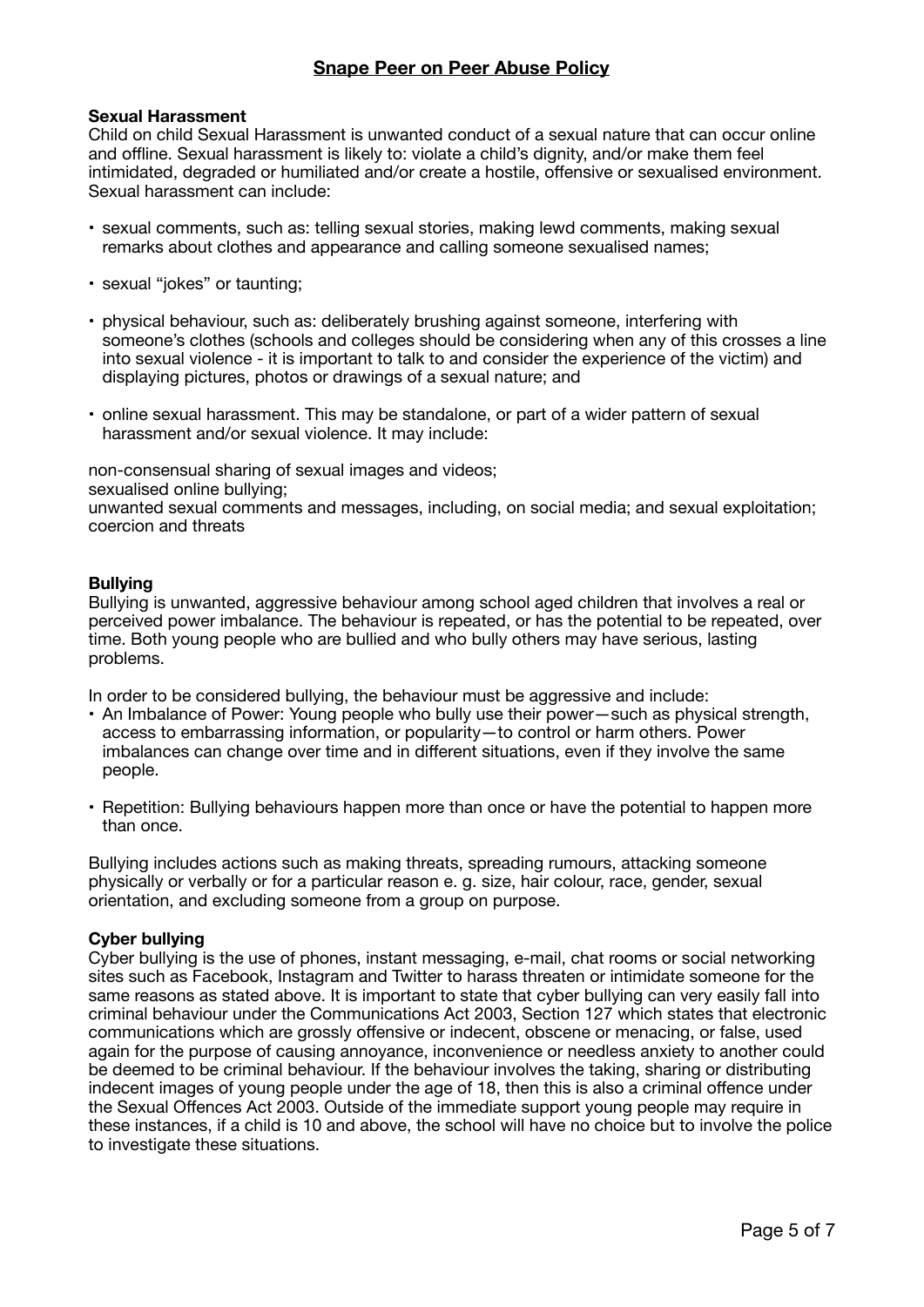# Snape Peer on Peer Abuse Policy

**Sexual Harassment**

Child on child Sexual Harassment is unwanted conduct of a sexual nature that can occur online and offline. Sexual harassment is likely to: violate a child's dignity, and/or make them feel intimidated, degraded or humiliated and/or create a hostile, offensive or sexualised environment. Sexual harassment can include:

- sexual comments, such as: telling sexual stories, making lewd comments, making sexual remarks about clothes and appearance and calling someone sexualised names;
- sexual "jokes" or taunting;
- physical behaviour, such as: deliberately brushing against someone, interfering with someone's clothes (schools and colleges should be considering when any of this crosses a line into sexual violence - it is important to talk to and consider the experience of the victim) and displaying pictures, photos or drawings of a sexual nature; and
- online sexual harassment. This may be standalone, or part of a wider pattern of sexual harassment and/or sexual violence. It may include:

non-consensual sharing of sexual images and videos;
sexualised online bullying;
unwanted sexual comments and messages, including, on social media; and sexual exploitation; coercion and threats

**Bullying**

Bullying is unwanted, aggressive behaviour among school aged children that involves a real or perceived power imbalance. The behaviour is repeated, or has the potential to be repeated, over time. Both young people who are bullied and who bully others may have serious, lasting problems.

In order to be considered bullying, the behaviour must be aggressive and include:

- An Imbalance of Power: Young people who bully use their power—such as physical strength, access to embarrassing information, or popularity—to control or harm others. Power imbalances can change over time and in different situations, even if they involve the same people.
- Repetition: Bullying behaviours happen more than once or have the potential to happen more than once.

Bullying includes actions such as making threats, spreading rumours, attacking someone physically or verbally or for a particular reason e. g. size, hair colour, race, gender, sexual orientation, and excluding someone from a group on purpose.

**Cyber bullying**

Cyber bullying is the use of phones, instant messaging, e-mail, chat rooms or social networking sites such as Facebook, Instagram and Twitter to harass threaten or intimidate someone for the same reasons as stated above. It is important to state that cyber bullying can very easily fall into criminal behaviour under the Communications Act 2003, Section 127 which states that electronic communications which are grossly offensive or indecent, obscene or menacing, or false, used again for the purpose of causing annoyance, inconvenience or needless anxiety to another could be deemed to be criminal behaviour. If the behaviour involves the taking, sharing or distributing indecent images of young people under the age of 18, then this is also a criminal offence under the Sexual Offences Act 2003. Outside of the immediate support young people may require in these instances, if a child is 10 and above, the school will have no choice but to involve the police to investigate these situations.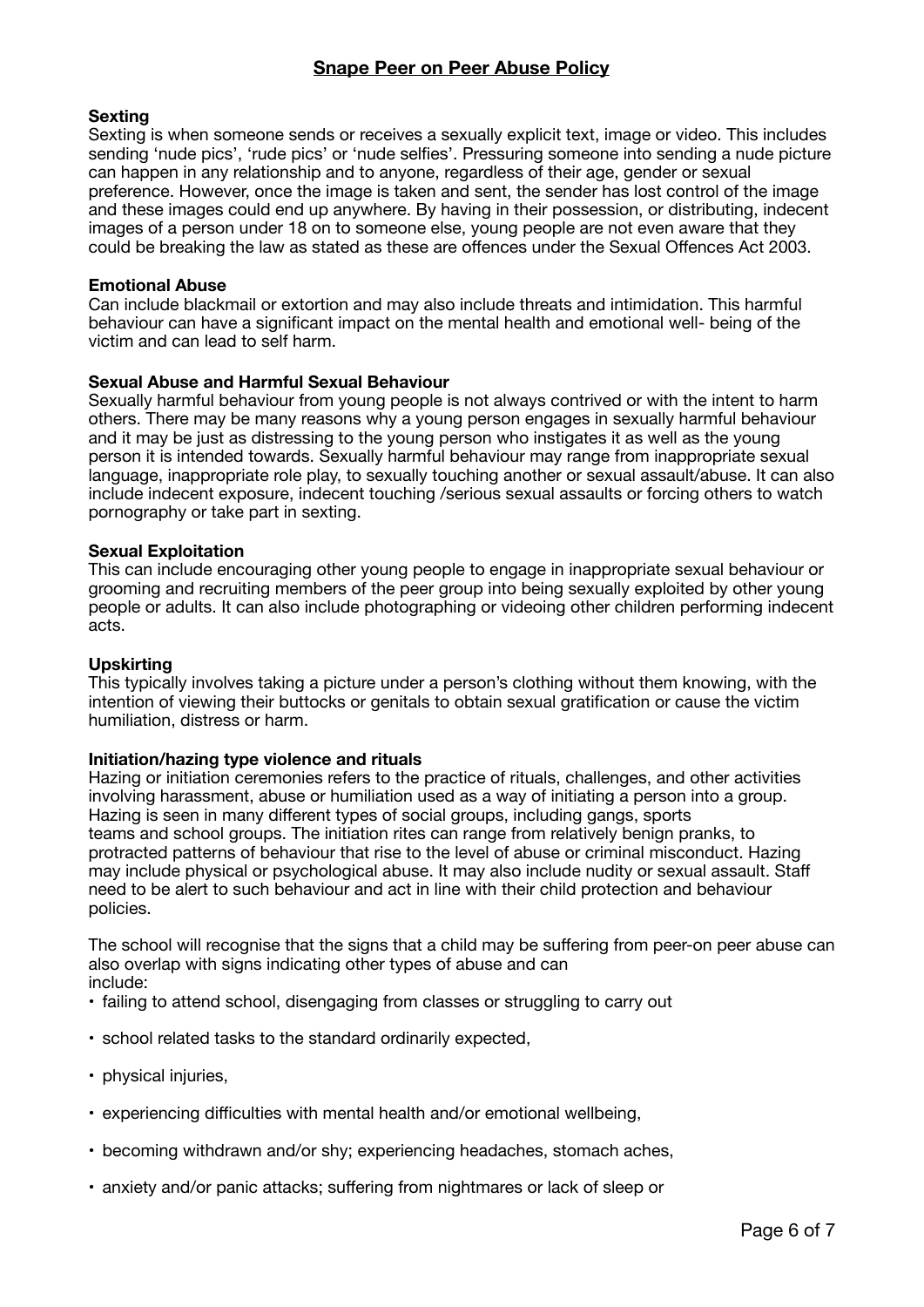## Snape Peer on Peer Abuse Policy

**Sexting**
Sexting is when someone sends or receives a sexually explicit text, image or video. This includes sending 'nude pics', 'rude pics' or 'nude selfies'. Pressuring someone into sending a nude picture can happen in any relationship and to anyone, regardless of their age, gender or sexual preference. However, once the image is taken and sent, the sender has lost control of the image and these images could end up anywhere. By having in their possession, or distributing, indecent images of a person under 18 on to someone else, young people are not even aware that they could be breaking the law as stated as these are offences under the Sexual Offences Act 2003.

**Emotional Abuse**
Can include blackmail or extortion and may also include threats and intimidation. This harmful behaviour can have a significant impact on the mental health and emotional well- being of the victim and can lead to self harm.

**Sexual Abuse and Harmful Sexual Behaviour**
Sexually harmful behaviour from young people is not always contrived or with the intent to harm others. There may be many reasons why a young person engages in sexually harmful behaviour and it may be just as distressing to the young person who instigates it as well as the young person it is intended towards. Sexually harmful behaviour may range from inappropriate sexual language, inappropriate role play, to sexually touching another or sexual assault/abuse. It can also include indecent exposure, indecent touching /serious sexual assaults or forcing others to watch pornography or take part in sexting.

**Sexual Exploitation**
This can include encouraging other young people to engage in inappropriate sexual behaviour or grooming and recruiting members of the peer group into being sexually exploited by other young people or adults. It can also include photographing or videoing other children performing indecent acts.

**Upskirting**
This typically involves taking a picture under a person's clothing without them knowing, with the intention of viewing their buttocks or genitals to obtain sexual gratification or cause the victim humiliation, distress or harm.

**Initiation/hazing type violence and rituals**
Hazing or initiation ceremonies refers to the practice of rituals, challenges, and other activities involving harassment, abuse or humiliation used as a way of initiating a person into a group. Hazing is seen in many different types of social groups, including gangs, sports teams and school groups. The initiation rites can range from relatively benign pranks, to protracted patterns of behaviour that rise to the level of abuse or criminal misconduct. Hazing may include physical or psychological abuse. It may also include nudity or sexual assault. Staff need to be alert to such behaviour and act in line with their child protection and behaviour policies.

The school will recognise that the signs that a child may be suffering from peer-on peer abuse can also overlap with signs indicating other types of abuse and can include:

- failing to attend school, disengaging from classes or struggling to carry out
- school related tasks to the standard ordinarily expected,
- physical injuries,
- experiencing difficulties with mental health and/or emotional wellbeing,
- becoming withdrawn and/or shy; experiencing headaches, stomach aches,
- anxiety and/or panic attacks; suffering from nightmares or lack of sleep or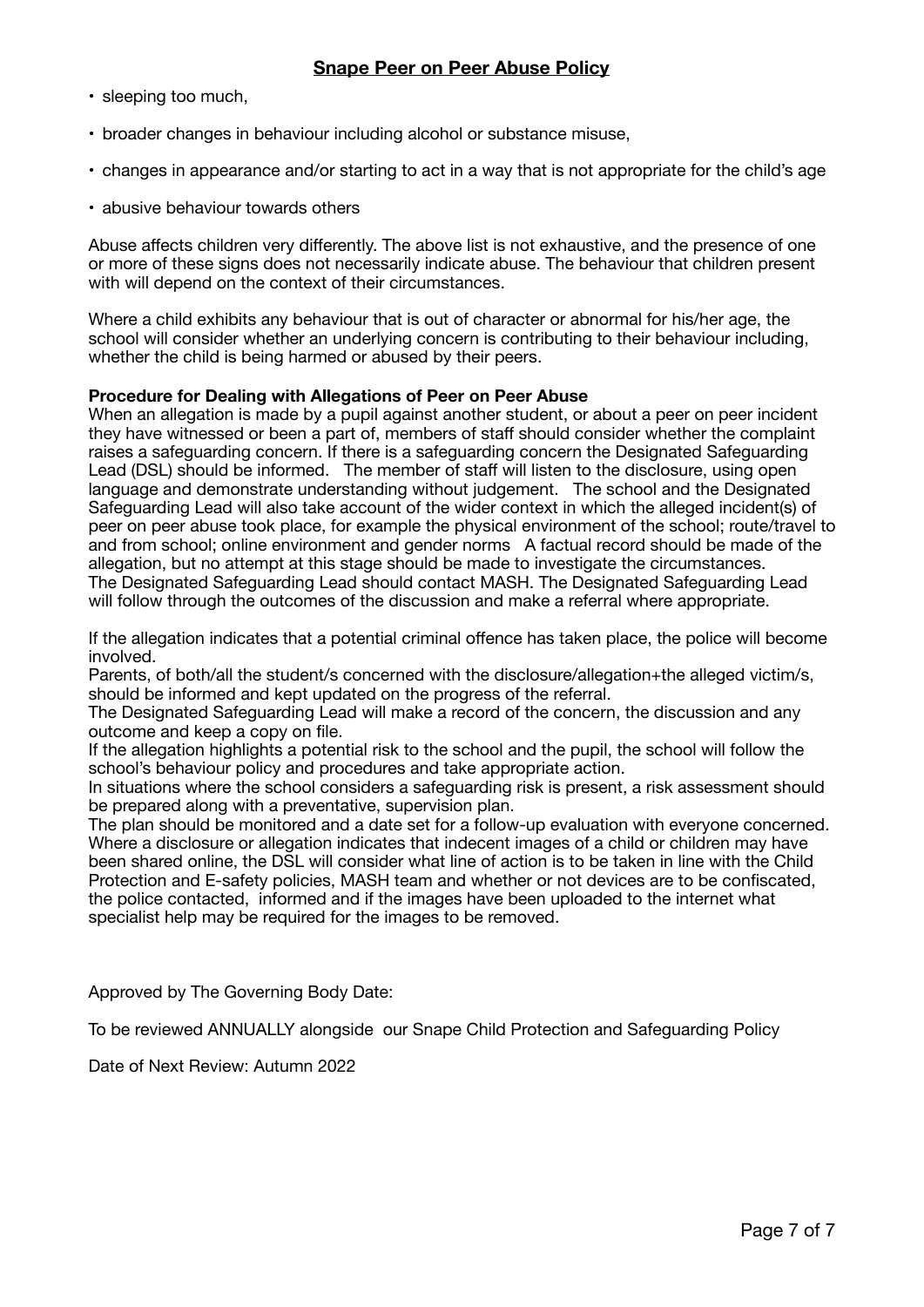- sleeping too much,
- broader changes in behaviour including alcohol or substance misuse,
- changes in appearance and/or starting to act in a way that is not appropriate for the child's age
- abusive behaviour towards others

Abuse affects children very differently. The above list is not exhaustive, and the presence of one or more of these signs does not necessarily indicate abuse. The behaviour that children present with will depend on the context of their circumstances.

Where a child exhibits any behaviour that is out of character or abnormal for his/her age, the school will consider whether an underlying concern is contributing to their behaviour including, whether the child is being harmed or abused by their peers.

**Procedure for Dealing with Allegations of Peer on Peer Abuse**

When an allegation is made by a pupil against another student, or about a peer on peer incident they have witnessed or been a part of, members of staff should consider whether the complaint raises a safeguarding concern. If there is a safeguarding concern the Designated Safeguarding Lead (DSL) should be informed. The member of staff will listen to the disclosure, using open language and demonstrate understanding without judgement. The school and the Designated Safeguarding Lead will also take account of the wider context in which the alleged incident(s) of peer on peer abuse took place, for example the physical environment of the school; route/travel to and from school; online environment and gender norms A factual record should be made of the allegation, but no attempt at this stage should be made to investigate the circumstances.
The Designated Safeguarding Lead should contact MASH. The Designated Safeguarding Lead will follow through the outcomes of the discussion and make a referral where appropriate.

If the allegation indicates that a potential criminal offence has taken place, the police will become involved.
Parents, of both/all the student/s concerned with the disclosure/allegation+the alleged victim/s, should be informed and kept updated on the progress of the referral.
The Designated Safeguarding Lead will make a record of the concern, the discussion and any outcome and keep a copy on file.
If the allegation highlights a potential risk to the school and the pupil, the school will follow the school's behaviour policy and procedures and take appropriate action.
In situations where the school considers a safeguarding risk is present, a risk assessment should be prepared along with a preventative, supervision plan.
The plan should be monitored and a date set for a follow-up evaluation with everyone concerned.
Where a disclosure or allegation indicates that indecent images of a child or children may have been shared online, the DSL will consider what line of action is to be taken in line with the Child Protection and E-safety policies, MASH team and whether or not devices are to be confiscated, the police contacted, informed and if the images have been uploaded to the internet what specialist help may be required for the images to be removed.

Approved by The Governing Body Date:

To be reviewed ANNUALLY alongside our Snape Child Protection and Safeguarding Policy

Date of Next Review: Autumn 2022